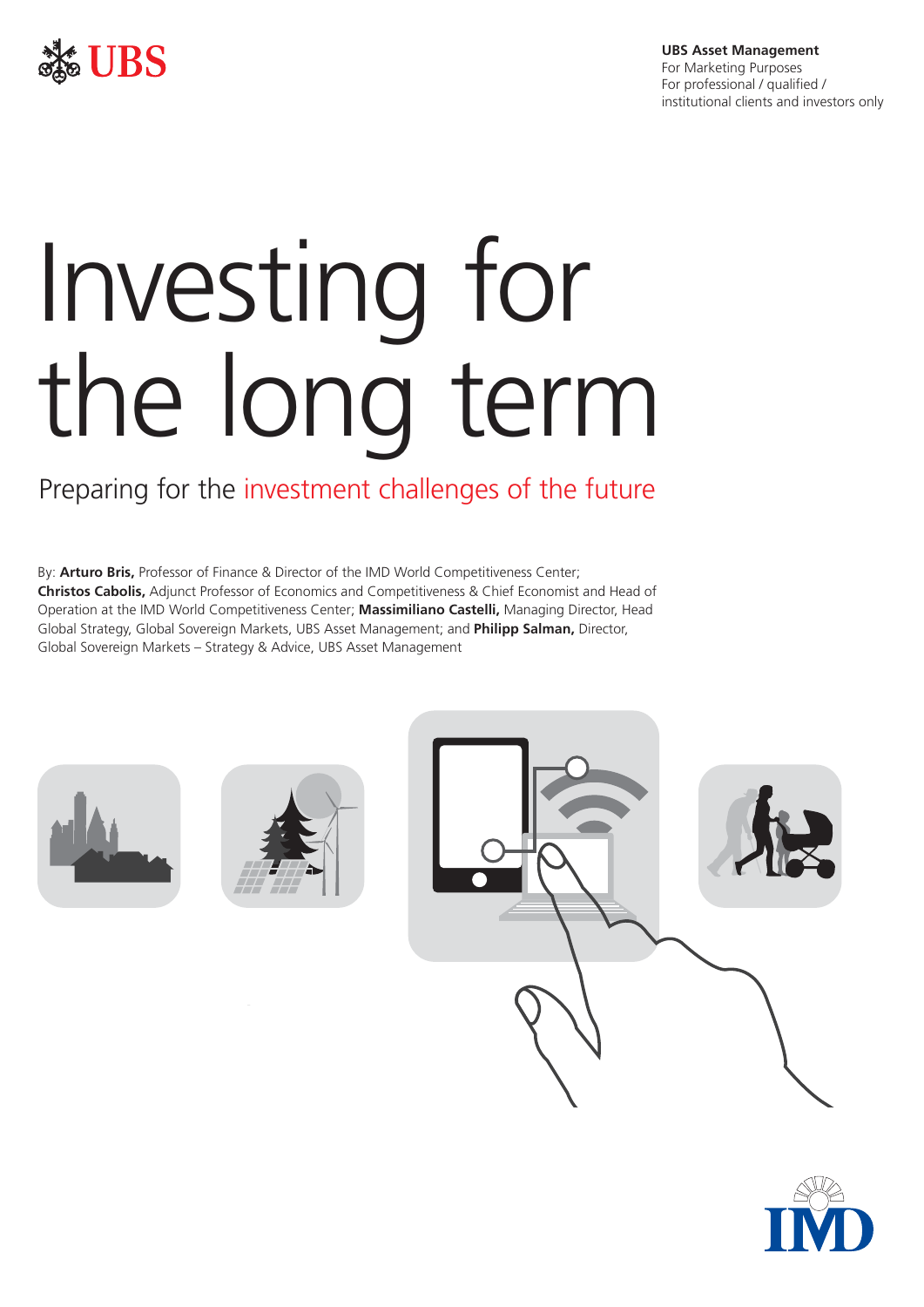UBS Asset Management
For Marketing Purposes
For professional / qualified / institutional clients and investors only

# Investing for the long term

## Preparing for the investment challenges of the future

By: **Arturo Bris,** Professor of Finance & Director of the IMD World Competitiveness Center; **Christos Cabolis,** Adjunct Professor of Economics and Competitiveness & Chief Economist and Head of Operation at the IMD World Competitiveness Center; **Massimiliano Castelli,** Managing Director, Head Global Strategy, Global Sovereign Markets, UBS Asset Management; and **Philipp Salman,** Director, Global Sovereign Markets – Strategy & Advice, UBS Asset Management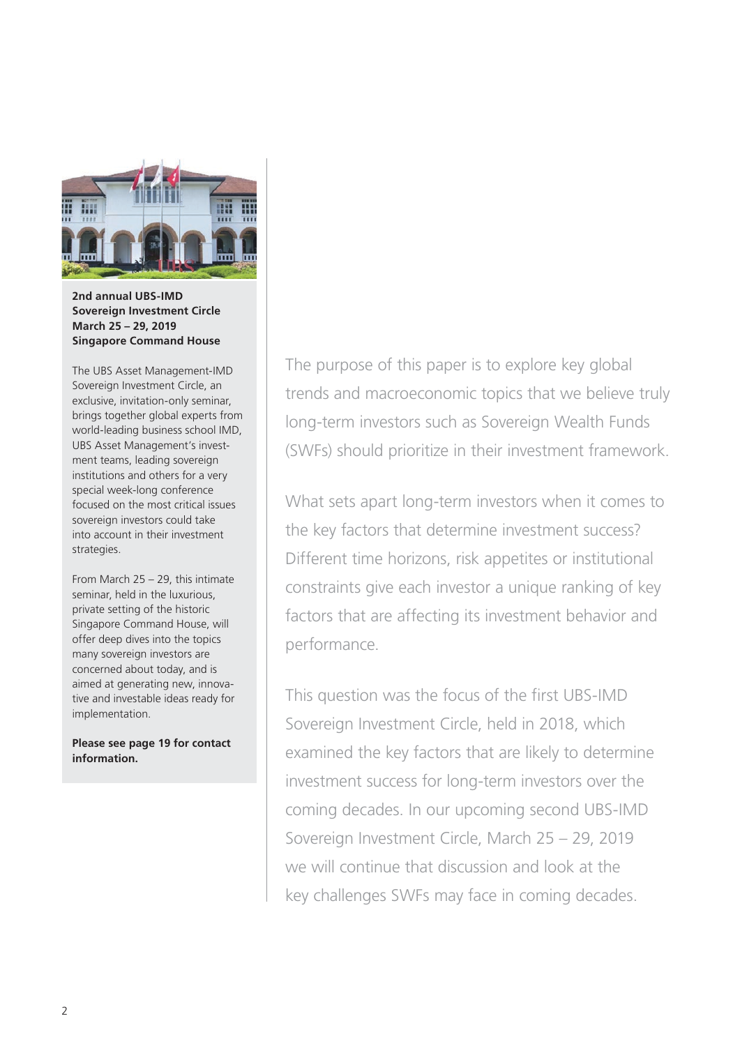**2nd annual UBS-IMD Sovereign Investment Circle**
**March 25 – 29, 2019**
**Singapore Command House**

The UBS Asset Management-IMD Sovereign Investment Circle, an exclusive, invitation-only seminar, brings together global experts from world-leading business school IMD, UBS Asset Management's investment teams, leading sovereign institutions and others for a very special week-long conference focused on the most critical issues sovereign investors could take into account in their investment strategies.

From March 25 – 29, this intimate seminar, held in the luxurious, private setting of the historic Singapore Command House, will offer deep dives into the topics many sovereign investors are concerned about today, and is aimed at generating new, innovative and investable ideas ready for implementation.

**Please see page 19 for contact information.**

The purpose of this paper is to explore key global trends and macroeconomic topics that we believe truly long-term investors such as Sovereign Wealth Funds (SWFs) should prioritize in their investment framework.

What sets apart long-term investors when it comes to the key factors that determine investment success? Different time horizons, risk appetites or institutional constraints give each investor a unique ranking of key factors that are affecting its investment behavior and performance.

This question was the focus of the first UBS-IMD Sovereign Investment Circle, held in 2018, which examined the key factors that are likely to determine investment success for long-term investors over the coming decades. In our upcoming second UBS-IMD Sovereign Investment Circle, March 25 – 29, 2019 we will continue that discussion and look at the key challenges SWFs may face in coming decades.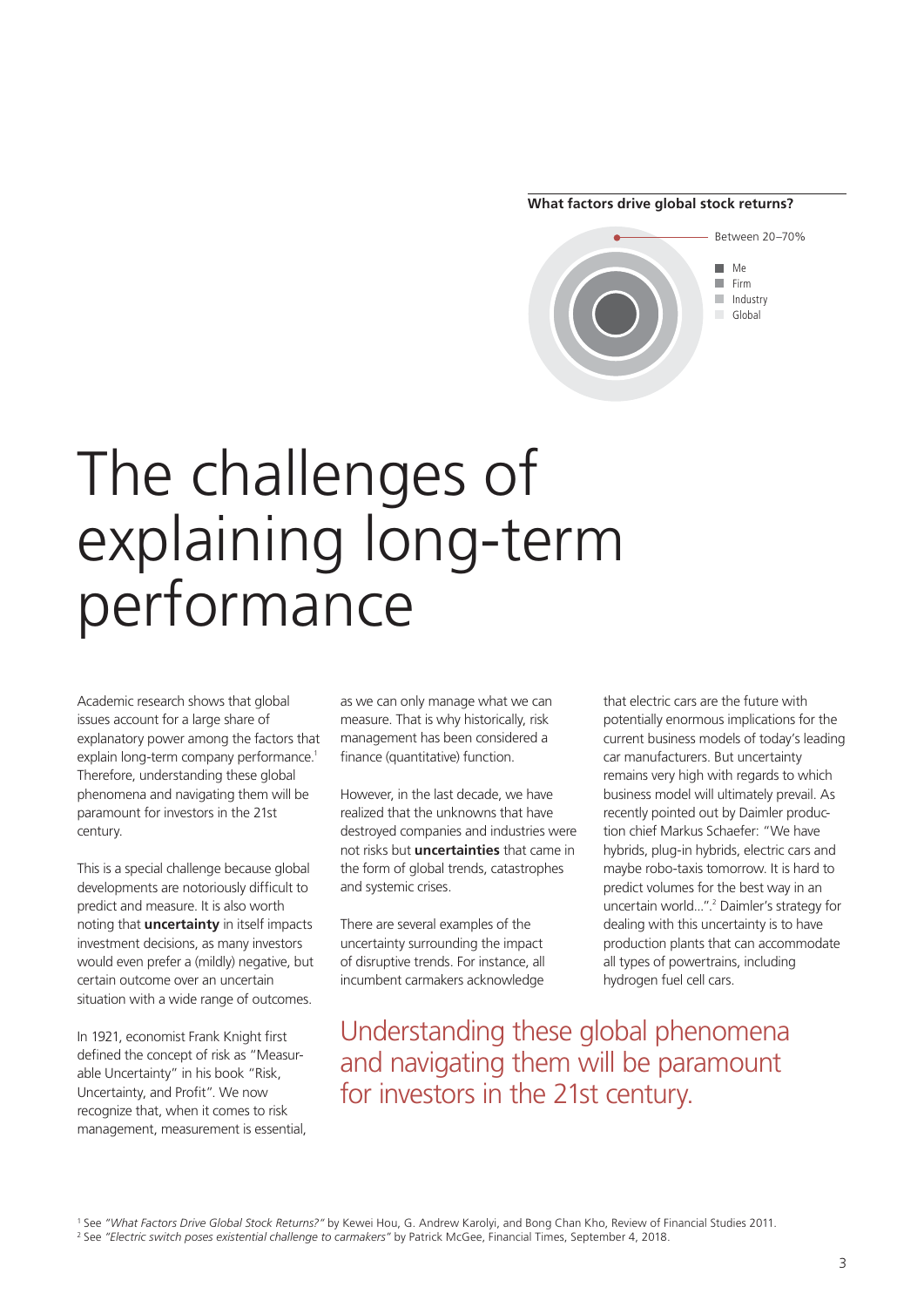**What factors drive global stock returns?**

Between 20–70%

- Me
- Firm
- Industry
- Global

# The challenges of explaining long-term performance

Academic research shows that global issues account for a large share of explanatory power among the factors that explain long-term company performance.[1] Therefore, understanding these global phenomena and navigating them will be paramount for investors in the 21st century.

This is a special challenge because global developments are notoriously difficult to predict and measure. It is also worth noting that **uncertainty** in itself impacts investment decisions, as many investors would even prefer a (mildly) negative, but certain outcome over an uncertain situation with a wide range of outcomes.

In 1921, economist Frank Knight first defined the concept of risk as "Measurable Uncertainty" in his book "Risk, Uncertainty, and Profit". We now recognize that, when it comes to risk management, measurement is essential, as we can only manage what we can measure. That is why historically, risk management has been considered a finance (quantitative) function.

However, in the last decade, we have realized that the unknowns that have destroyed companies and industries were not risks but **uncertainties** that came in the form of global trends, catastrophes and systemic crises.

There are several examples of the uncertainty surrounding the impact of disruptive trends. For instance, all incumbent carmakers acknowledge that electric cars are the future with potentially enormous implications for the current business models of today's leading car manufacturers. But uncertainty remains very high with regards to which business model will ultimately prevail. As recently pointed out by Daimler production chief Markus Schaefer: "We have hybrids, plug-in hybrids, electric cars and maybe robo-taxis tomorrow. It is hard to predict volumes for the best way in an uncertain world...".[2] Daimler's strategy for dealing with this uncertainty is to have production plants that can accommodate all types of powertrains, including hydrogen fuel cell cars.

Understanding these global phenomena and navigating them will be paramount for investors in the 21st century.

[1] See *"What Factors Drive Global Stock Returns?"* by Kewei Hou, G. Andrew Karolyi, and Bong Chan Kho, Review of Financial Studies 2011.

[2] See *"Electric switch poses existential challenge to carmakers"* by Patrick McGee, Financial Times, September 4, 2018.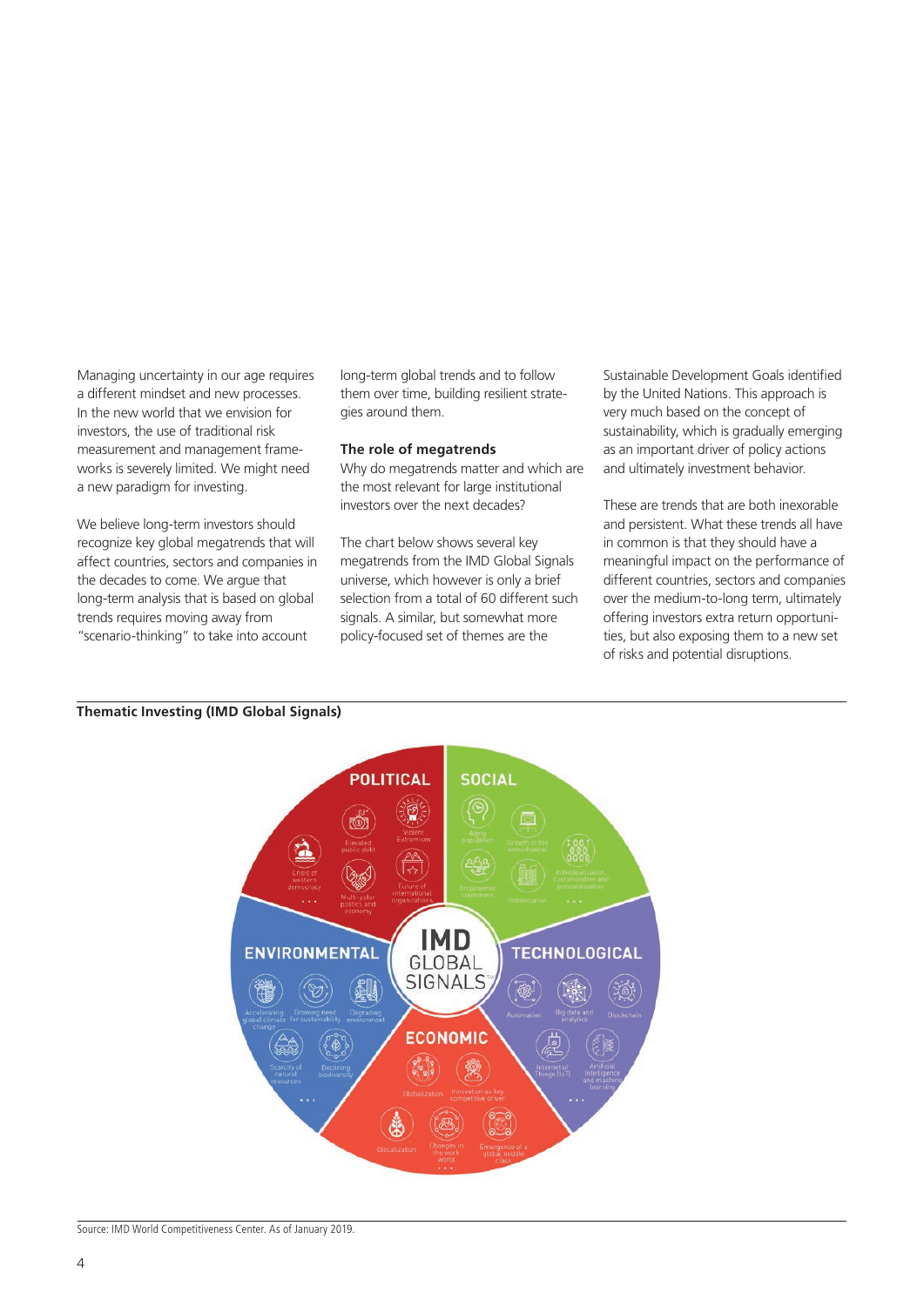Managing uncertainty in our age requires a different mindset and new processes. In the new world that we envision for investors, the use of traditional risk measurement and management frameworks is severely limited. We might need a new paradigm for investing.

We believe long-term investors should recognize key global megatrends that will affect countries, sectors and companies in the decades to come. We argue that long-term analysis that is based on global trends requires moving away from "scenario-thinking" to take into account long-term global trends and to follow them over time, building resilient strategies around them.

### The role of megatrends

Why do megatrends matter and which are the most relevant for large institutional investors over the next decades?

The chart below shows several key megatrends from the IMD Global Signals universe, which however is only a brief selection from a total of 60 different such signals. A similar, but somewhat more policy-focused set of themes are the Sustainable Development Goals identified by the United Nations. This approach is very much based on the concept of sustainability, which is gradually emerging as an important driver of policy actions and ultimately investment behavior.

These are trends that are both inexorable and persistent. What these trends all have in common is that they should have a meaningful impact on the performance of different countries, sectors and companies over the medium-to-long term, ultimately offering investors extra return opportunities, but also exposing them to a new set of risks and potential disruptions.

**Thematic Investing (IMD Global Signals)**

IMD GLOBAL SIGNALS

- **POLITICAL**: Elevated public debt; Violent Extremism; Crisis of western democracy; Multi-polar politics and economy; Future of international organizations; ...
- **SOCIAL**: Aging population; Growth of the omnichannel; Individualization, customization and personalization; Empowered customers; Urbanization; ...
- **TECHNOLOGICAL**: Automation; Big data and analytics; Blockchain; Internet of Things (IoT); Artificial Intelligence and machine learning; ...
- **ECONOMIC**: Globalization; Innovation as key competitive driver; Glocalization; Changes in the work world; Emergence of a global middle class; ...
- **ENVIRONMENTAL**: Accelerating global climate change; Growing need for sustainability; Degrading environment; Scarcity of natural resources; Declining biodiversity; ...

Source: IMD World Competitiveness Center. As of January 2019.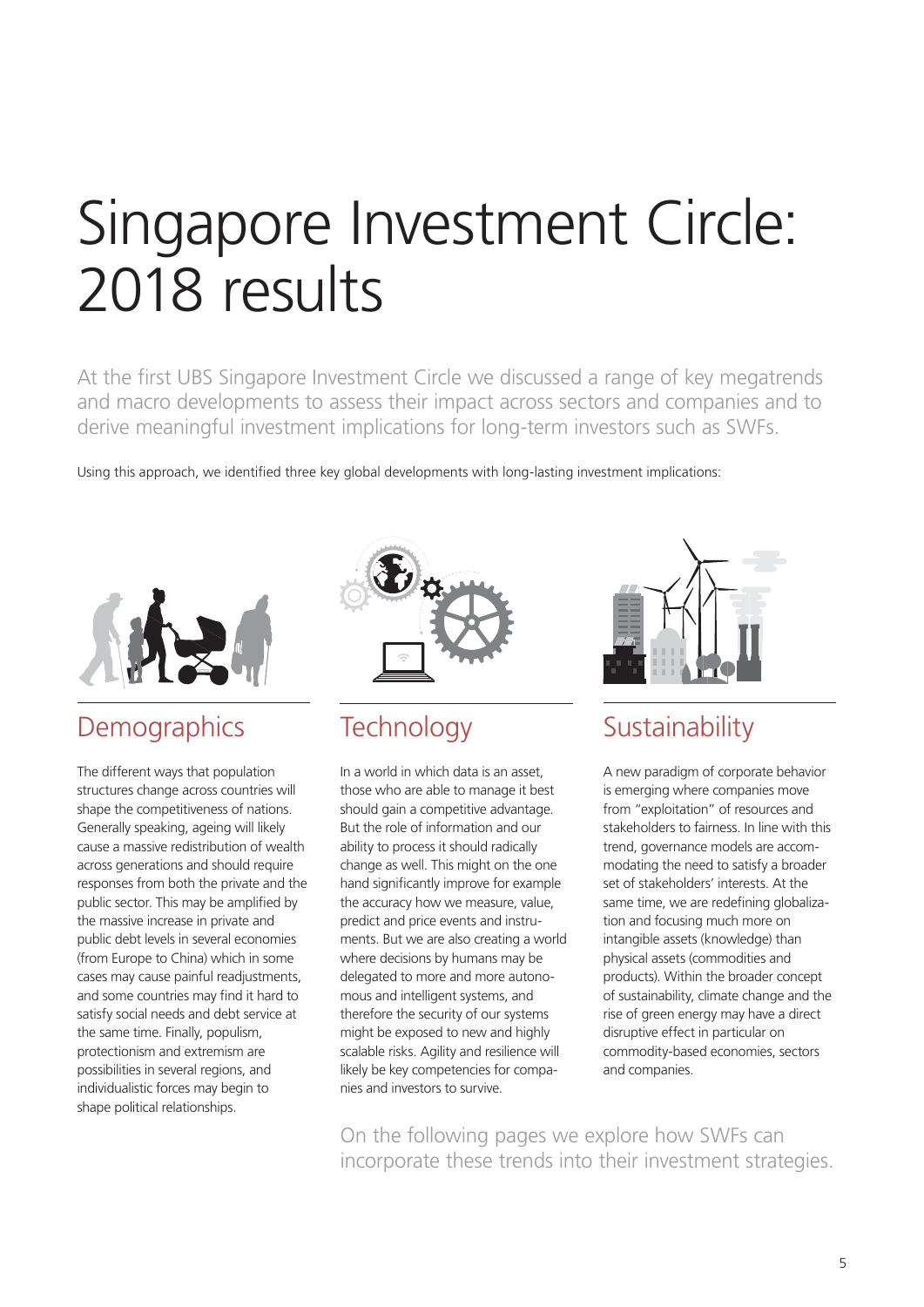# Singapore Investment Circle: 2018 results

At the first UBS Singapore Investment Circle we discussed a range of key megatrends and macro developments to assess their impact across sectors and companies and to derive meaningful investment implications for long-term investors such as SWFs.

Using this approach, we identified three key global developments with long-lasting investment implications:

## Demographics

The different ways that population structures change across countries will shape the competitiveness of nations. Generally speaking, ageing will likely cause a massive redistribution of wealth across generations and should require responses from both the private and the public sector. This may be amplified by the massive increase in private and public debt levels in several economies (from Europe to China) which in some cases may cause painful readjustments, and some countries may find it hard to satisfy social needs and debt service at the same time. Finally, populism, protectionism and extremism are possibilities in several regions, and individualistic forces may begin to shape political relationships.

## Technology

In a world in which data is an asset, those who are able to manage it best should gain a competitive advantage. But the role of information and our ability to process it should radically change as well. This might on the one hand significantly improve for example the accuracy how we measure, value, predict and price events and instruments. But we are also creating a world where decisions by humans may be delegated to more and more autonomous and intelligent systems, and therefore the security of our systems might be exposed to new and highly scalable risks. Agility and resilience will likely be key competencies for companies and investors to survive.

## Sustainability

A new paradigm of corporate behavior is emerging where companies move from "exploitation" of resources and stakeholders to fairness. In line with this trend, governance models are accommodating the need to satisfy a broader set of stakeholders' interests. At the same time, we are redefining globalization and focusing much more on intangible assets (knowledge) than physical assets (commodities and products). Within the broader concept of sustainability, climate change and the rise of green energy may have a direct disruptive effect in particular on commodity-based economies, sectors and companies.

On the following pages we explore how SWFs can incorporate these trends into their investment strategies.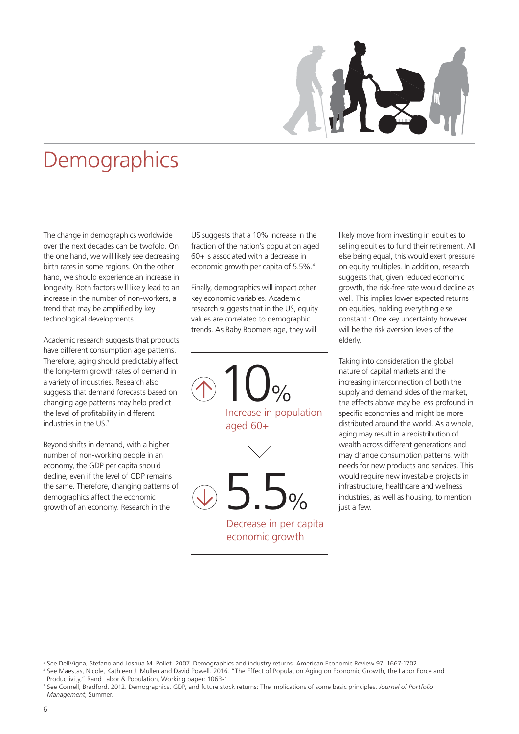# Demographics

The change in demographics worldwide over the next decades can be twofold. On the one hand, we will likely see decreasing birth rates in some regions. On the other hand, we should experience an increase in longevity. Both factors will likely lead to an increase in the number of non-workers, a trend that may be amplified by key technological developments.

Academic research suggests that products have different consumption age patterns. Therefore, aging should predictably affect the long-term growth rates of demand in a variety of industries. Research also suggests that demand forecasts based on changing age patterns may help predict the level of profitability in different industries in the US.[3]

Beyond shifts in demand, with a higher number of non-working people in an economy, the GDP per capita should decline, even if the level of GDP remains the same. Therefore, changing patterns of demographics affect the economic growth of an economy. Research in the US suggests that a 10% increase in the fraction of the nation's population aged 60+ is associated with a decrease in economic growth per capita of 5.5%.[4]

Finally, demographics will impact other key economic variables. Academic research suggests that in the US, equity values are correlated to demographic trends. As Baby Boomers age, they will likely move from investing in equities to selling equities to fund their retirement. All else being equal, this would exert pressure on equity multiples. In addition, research suggests that, given reduced economic growth, the risk-free rate would decline as well. This implies lower expected returns on equities, holding everything else constant.[5] One key uncertainty however will be the risk aversion levels of the elderly.

Taking into consideration the global nature of capital markets and the increasing interconnection of both the supply and demand sides of the market, the effects above may be less profound in specific economies and might be more distributed around the world. As a whole, aging may result in a redistribution of wealth across different generations and may change consumption patterns, with needs for new products and services. This would require new investable projects in infrastructure, healthcare and wellness industries, as well as housing, to mention just a few.

**10%**
Increase in population aged 60+

**5.5%**
Decrease in per capita economic growth

[3] See DellVigna, Stefano and Joshua M. Pollet. 2007. Demographics and industry returns. American Economic Review 97: 1667-1702

[4] See Maestas, Nicole, Kathleen J. Mullen and David Powell. 2016. "The Effect of Population Aging on Economic Growth, the Labor Force and Productivity," Rand Labor & Population, Working paper: 1063-1

[5] See Cornell, Bradford. 2012. Demographics, GDP, and future stock returns: The implications of some basic principles. *Journal of Portfolio Management*, Summer.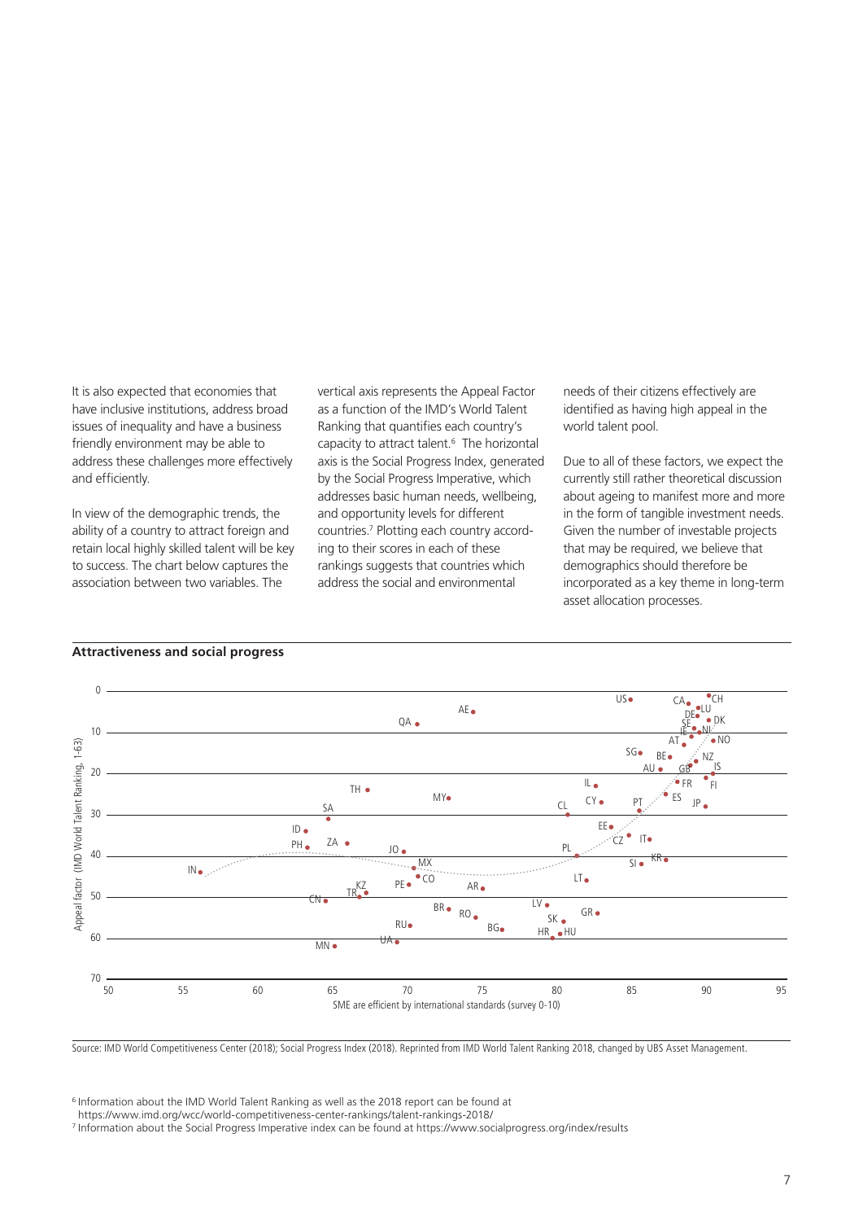It is also expected that economies that have inclusive institutions, address broad issues of inequality and have a business friendly environment may be able to address these challenges more effectively and efficiently.

In view of the demographic trends, the ability of a country to attract foreign and retain local highly skilled talent will be key to success. The chart below captures the association between two variables. The vertical axis represents the Appeal Factor as a function of the IMD's World Talent Ranking that quantifies each country's capacity to attract talent.[6] The horizontal axis is the Social Progress Index, generated by the Social Progress Imperative, which addresses basic human needs, wellbeing, and opportunity levels for different countries.[7] Plotting each country according to their scores in each of these rankings suggests that countries which address the social and environmental needs of their citizens effectively are identified as having high appeal in the world talent pool.

Due to all of these factors, we expect the currently still rather theoretical discussion about ageing to manifest more and more in the form of tangible investment needs. Given the number of investable projects that may be required, we believe that demographics should therefore be incorporated as a key theme in long-term asset allocation processes.

**Attractiveness and social progress**

Source: IMD World Competitiveness Center (2018); Social Progress Index (2018). Reprinted from IMD World Talent Ranking 2018, changed by UBS Asset Management.

[6] Information about the IMD World Talent Ranking as well as the 2018 report can be found at https://www.imd.org/wcc/world-competitiveness-center-rankings/talent-rankings-2018/

[7] Information about the Social Progress Imperative index can be found at https://www.socialprogress.org/index/results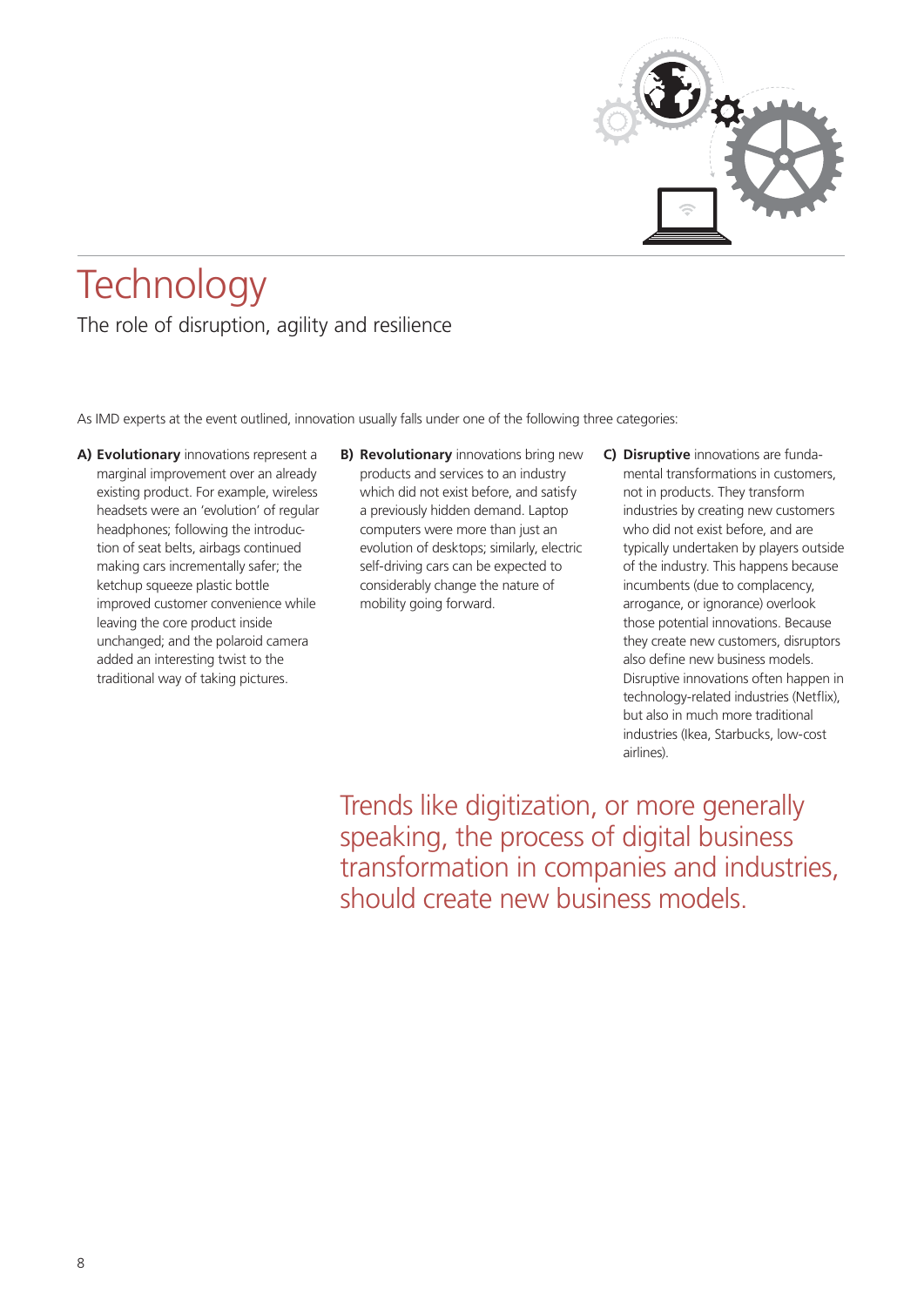# Technology

The role of disruption, agility and resilience

As IMD experts at the event outlined, innovation usually falls under one of the following three categories:

**A) Evolutionary** innovations represent a marginal improvement over an already existing product. For example, wireless headsets were an 'evolution' of regular headphones; following the introduction of seat belts, airbags continued making cars incrementally safer; the ketchup squeeze plastic bottle improved customer convenience while leaving the core product inside unchanged; and the polaroid camera added an interesting twist to the traditional way of taking pictures.

**B) Revolutionary** innovations bring new products and services to an industry which did not exist before, and satisfy a previously hidden demand. Laptop computers were more than just an evolution of desktops; similarly, electric self-driving cars can be expected to considerably change the nature of mobility going forward.

**C) Disruptive** innovations are fundamental transformations in customers, not in products. They transform industries by creating new customers who did not exist before, and are typically undertaken by players outside of the industry. This happens because incumbents (due to complacency, arrogance, or ignorance) overlook those potential innovations. Because they create new customers, disruptors also define new business models. Disruptive innovations often happen in technology-related industries (Netflix), but also in much more traditional industries (Ikea, Starbucks, low-cost airlines).

Trends like digitization, or more generally speaking, the process of digital business transformation in companies and industries, should create new business models.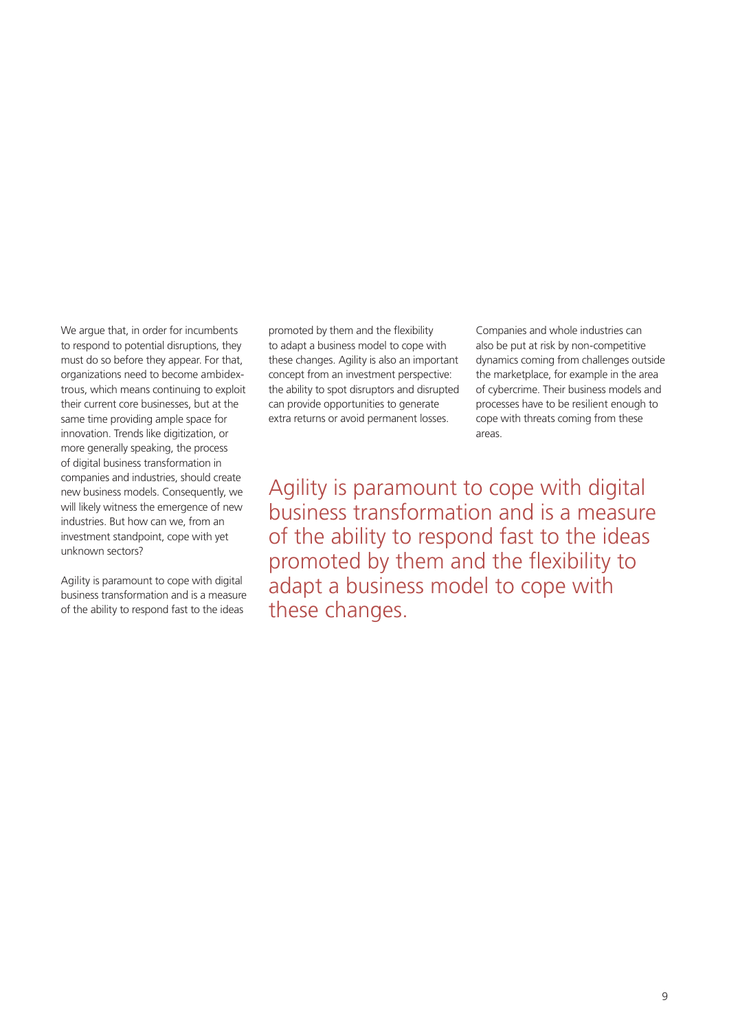We argue that, in order for incumbents to respond to potential disruptions, they must do so before they appear. For that, organizations need to become ambidextrous, which means continuing to exploit their current core businesses, but at the same time providing ample space for innovation. Trends like digitization, or more generally speaking, the process of digital business transformation in companies and industries, should create new business models. Consequently, we will likely witness the emergence of new industries. But how can we, from an investment standpoint, cope with yet unknown sectors?

Agility is paramount to cope with digital business transformation and is a measure of the ability to respond fast to the ideas promoted by them and the flexibility to adapt a business model to cope with these changes. Agility is also an important concept from an investment perspective: the ability to spot disruptors and disrupted can provide opportunities to generate extra returns or avoid permanent losses.

Companies and whole industries can also be put at risk by non-competitive dynamics coming from challenges outside the marketplace, for example in the area of cybercrime. Their business models and processes have to be resilient enough to cope with threats coming from these areas.

> Agility is paramount to cope with digital business transformation and is a measure of the ability to respond fast to the ideas promoted by them and the flexibility to adapt a business model to cope with these changes.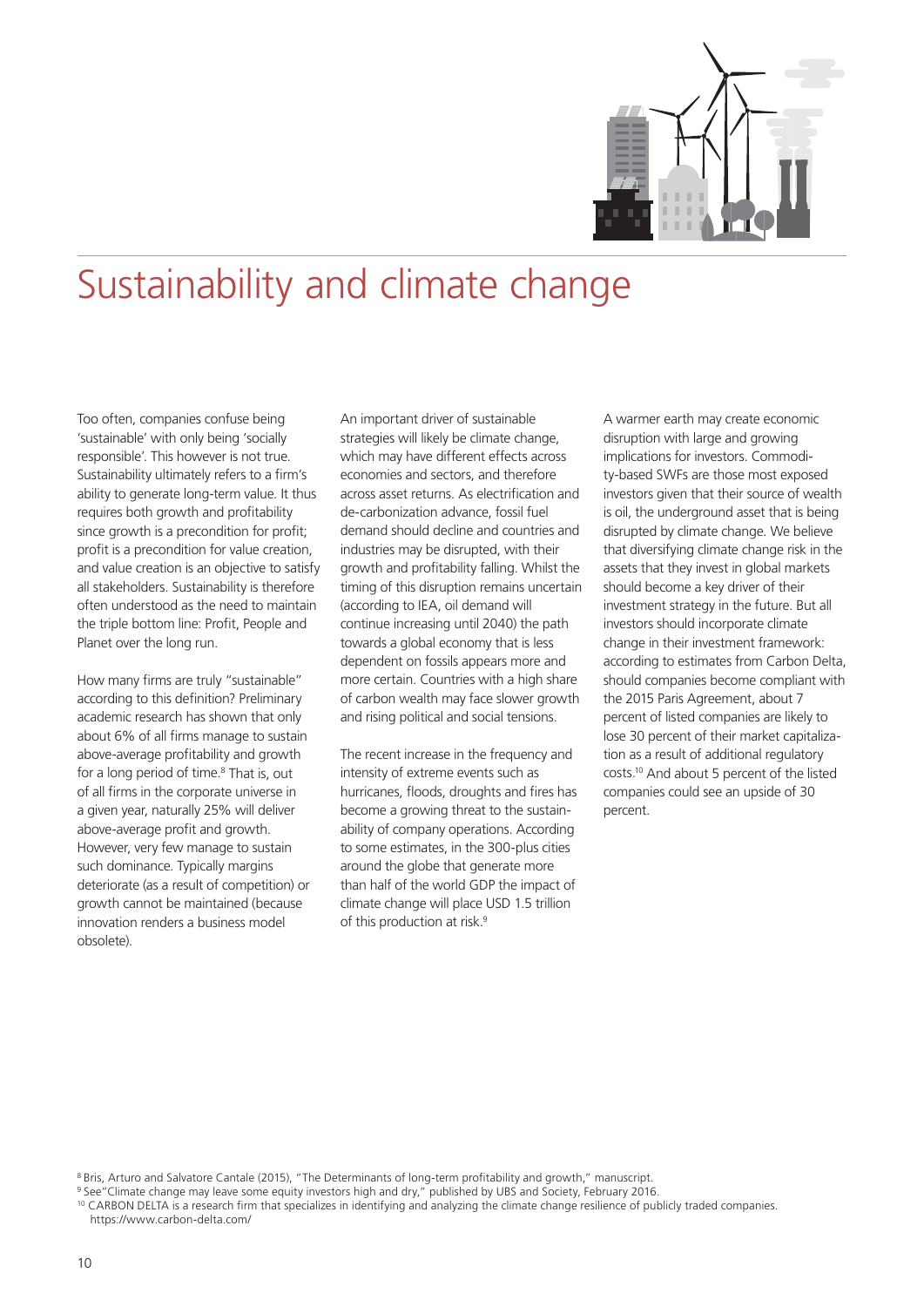# Sustainability and climate change

Too often, companies confuse being 'sustainable' with only being 'socially responsible'. This however is not true. Sustainability ultimately refers to a firm's ability to generate long-term value. It thus requires both growth and profitability since growth is a precondition for profit; profit is a precondition for value creation, and value creation is an objective to satisfy all stakeholders. Sustainability is therefore often understood as the need to maintain the triple bottom line: Profit, People and Planet over the long run.

How many firms are truly "sustainable" according to this definition? Preliminary academic research has shown that only about 6% of all firms manage to sustain above-average profitability and growth for a long period of time.[8] That is, out of all firms in the corporate universe in a given year, naturally 25% will deliver above-average profit and growth. However, very few manage to sustain such dominance. Typically margins deteriorate (as a result of competition) or growth cannot be maintained (because innovation renders a business model obsolete).

An important driver of sustainable strategies will likely be climate change, which may have different effects across economies and sectors, and therefore across asset returns. As electrification and de-carbonization advance, fossil fuel demand should decline and countries and industries may be disrupted, with their growth and profitability falling. Whilst the timing of this disruption remains uncertain (according to IEA, oil demand will continue increasing until 2040) the path towards a global economy that is less dependent on fossils appears more and more certain. Countries with a high share of carbon wealth may face slower growth and rising political and social tensions.

The recent increase in the frequency and intensity of extreme events such as hurricanes, floods, droughts and fires has become a growing threat to the sustainability of company operations. According to some estimates, in the 300-plus cities around the globe that generate more than half of the world GDP the impact of climate change will place USD 1.5 trillion of this production at risk.[9]

A warmer earth may create economic disruption with large and growing implications for investors. Commodity-based SWFs are those most exposed investors given that their source of wealth is oil, the underground asset that is being disrupted by climate change. We believe that diversifying climate change risk in the assets that they invest in global markets should become a key driver of their investment strategy in the future. But all investors should incorporate climate change in their investment framework: according to estimates from Carbon Delta, should companies become compliant with the 2015 Paris Agreement, about 7 percent of listed companies are likely to lose 30 percent of their market capitalization as a result of additional regulatory costs.[10] And about 5 percent of the listed companies could see an upside of 30 percent.

[8] Bris, Arturo and Salvatore Cantale (2015), "The Determinants of long-term profitability and growth," manuscript.

[9] See"Climate change may leave some equity investors high and dry," published by UBS and Society, February 2016.

[10] CARBON DELTA is a research firm that specializes in identifying and analyzing the climate change resilience of publicly traded companies. https://www.carbon-delta.com/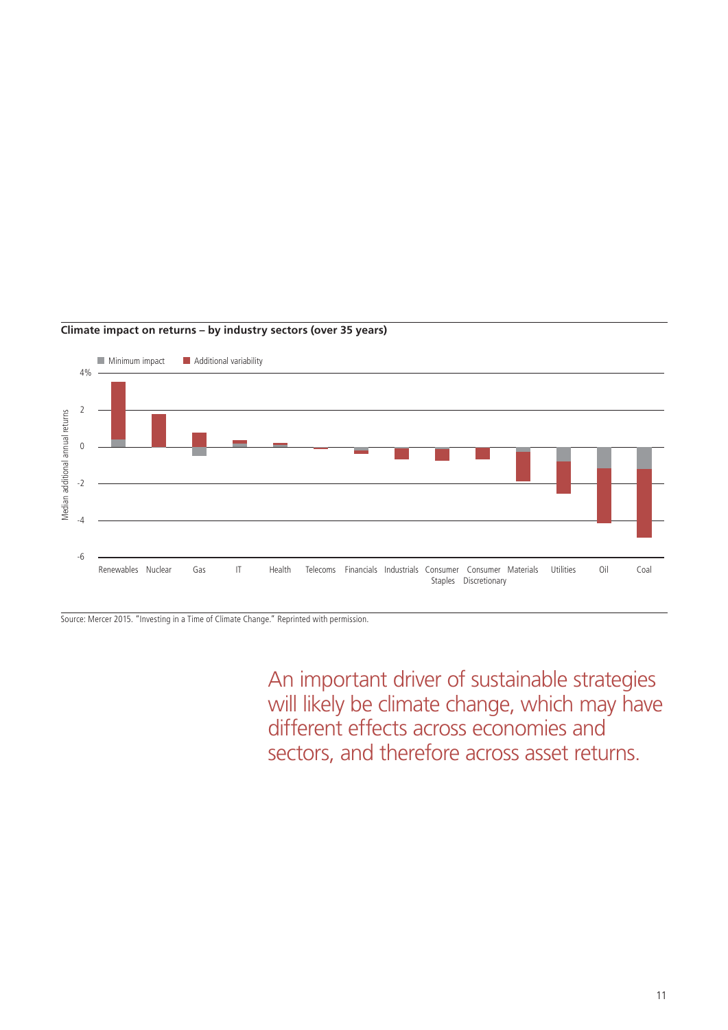**Climate impact on returns – by industry sectors (over 35 years)**

Minimum impact | Additional variability

Median additional annual returns

4% | 2 | 0 | -2 | -4 | -6

Renewables | Nuclear | Gas | IT | Health | Telecoms | Financials | Industrials | Consumer Staples | Consumer Discretionary | Materials | Utilities | Oil | Coal

Source: Mercer 2015. "Investing in a Time of Climate Change." Reprinted with permission.

An important driver of sustainable strategies will likely be climate change, which may have different effects across economies and sectors, and therefore across asset returns.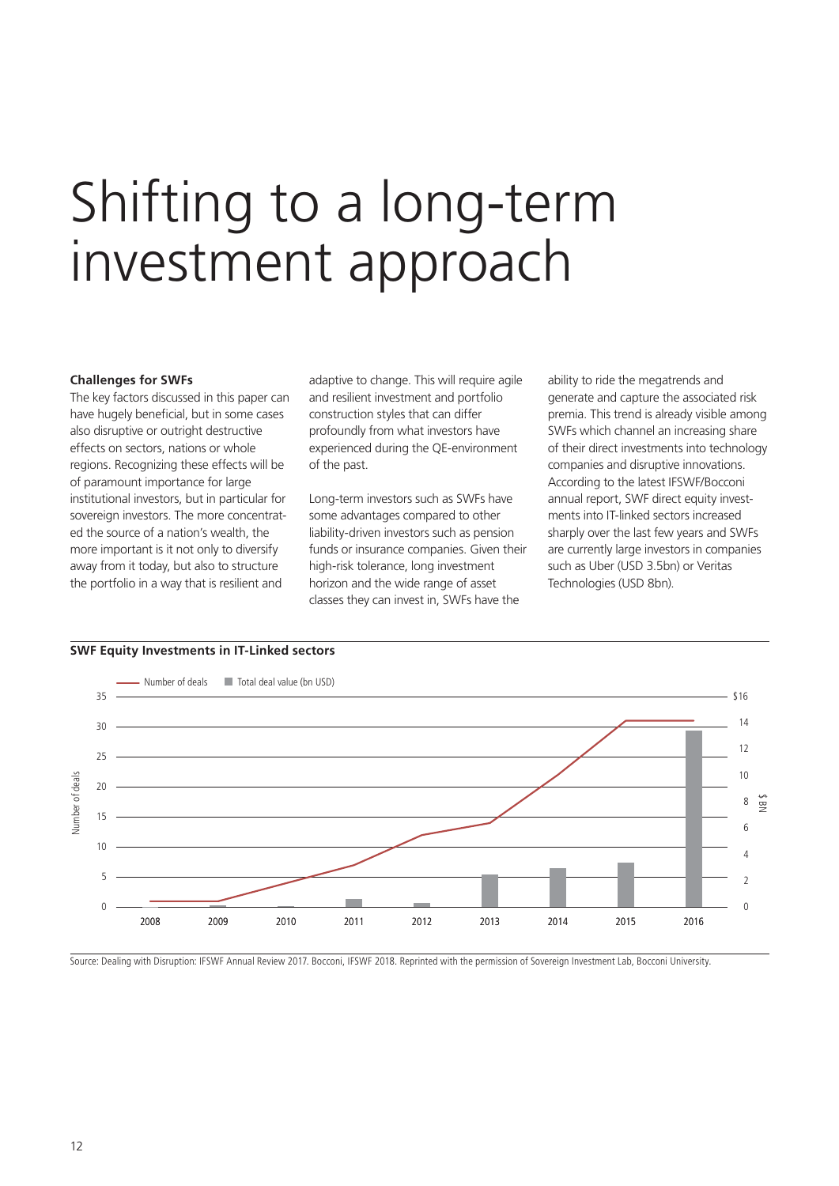# Shifting to a long-term investment approach

**Challenges for SWFs**

The key factors discussed in this paper can have hugely beneficial, but in some cases also disruptive or outright destructive effects on sectors, nations or whole regions. Recognizing these effects will be of paramount importance for large institutional investors, but in particular for sovereign investors. The more concentrated the source of a nation's wealth, the more important is it not only to diversify away from it today, but also to structure the portfolio in a way that is resilient and adaptive to change. This will require agile and resilient investment and portfolio construction styles that can differ profoundly from what investors have experienced during the QE-environment of the past.

Long-term investors such as SWFs have some advantages compared to other liability-driven investors such as pension funds or insurance companies. Given their high-risk tolerance, long investment horizon and the wide range of asset classes they can invest in, SWFs have the ability to ride the megatrends and generate and capture the associated risk premia. This trend is already visible among SWFs which channel an increasing share of their direct investments into technology companies and disruptive innovations. According to the latest IFSWF/Bocconi annual report, SWF direct equity investments into IT-linked sectors increased sharply over the last few years and SWFs are currently large investors in companies such as Uber (USD 3.5bn) or Veritas Technologies (USD 8bn).

**SWF Equity Investments in IT-Linked sectors**

Legend: Number of deals (line, left axis "Number of deals", 0–35); Total deal value (bn USD) (bars, right axis "$ BN", 0–$16)

Years: 2008, 2009, 2010, 2011, 2012, 2013, 2014, 2015, 2016

Source: Dealing with Disruption: IFSWF Annual Review 2017. Bocconi, IFSWF 2018. Reprinted with the permission of Sovereign Investment Lab, Bocconi University.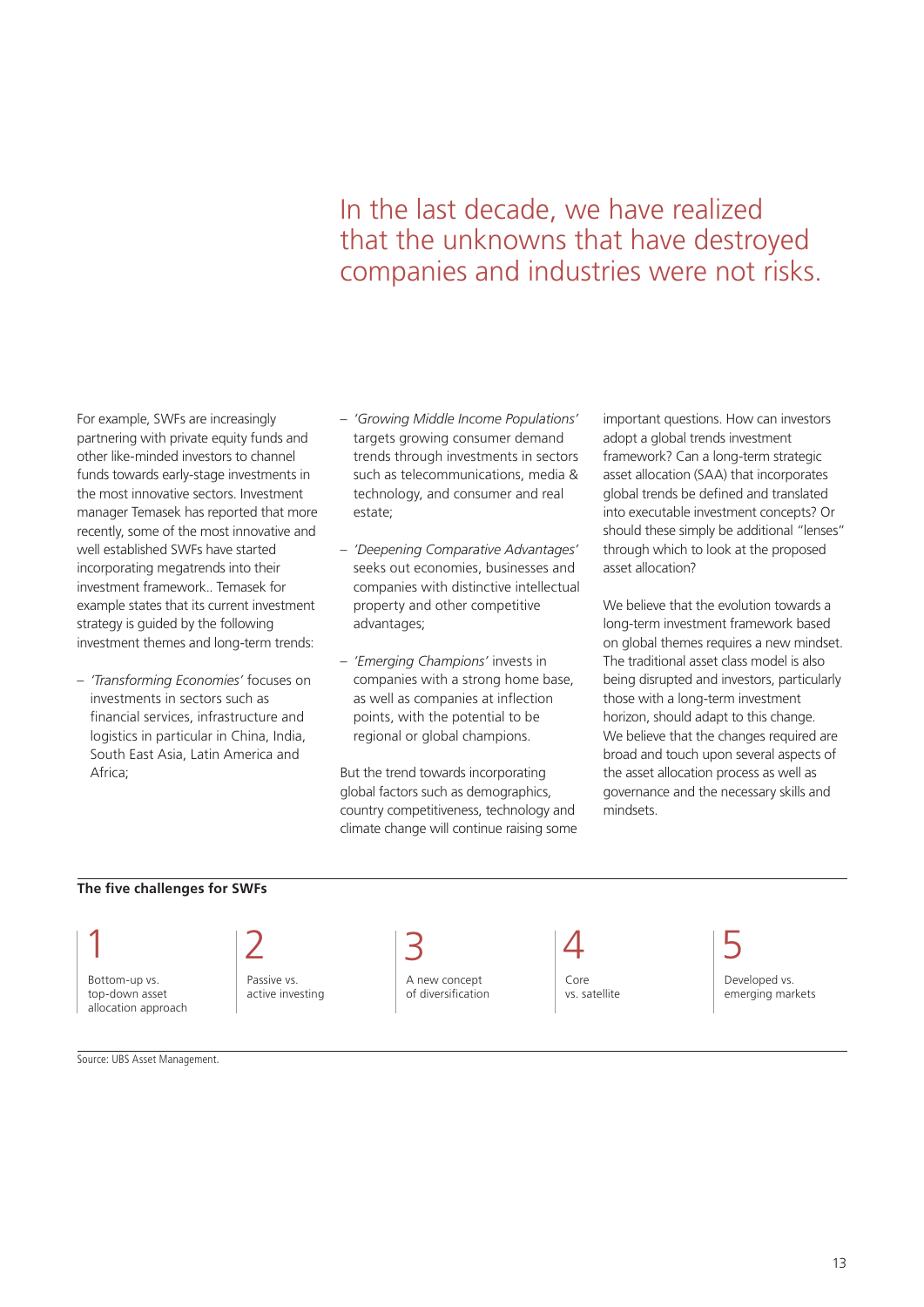> In the last decade, we have realized that the unknowns that have destroyed companies and industries were not risks.

For example, SWFs are increasingly partnering with private equity funds and other like-minded investors to channel funds towards early-stage investments in the most innovative sectors. Investment manager Temasek has reported that more recently, some of the most innovative and well established SWFs have started incorporating megatrends into their investment framework.. Temasek for example states that its current investment strategy is guided by the following investment themes and long-term trends:

- *'Transforming Economies'* focuses on investments in sectors such as financial services, infrastructure and logistics in particular in China, India, South East Asia, Latin America and Africa;
- *'Growing Middle Income Populations'* targets growing consumer demand trends through investments in sectors such as telecommunications, media & technology, and consumer and real estate;
- *'Deepening Comparative Advantages'* seeks out economies, businesses and companies with distinctive intellectual property and other competitive advantages;
- *'Emerging Champions'* invests in companies with a strong home base, as well as companies at inflection points, with the potential to be regional or global champions.

But the trend towards incorporating global factors such as demographics, country competitiveness, technology and climate change will continue raising some important questions. How can investors adopt a global trends investment framework? Can a long-term strategic asset allocation (SAA) that incorporates global trends be defined and translated into executable investment concepts? Or should these simply be additional "lenses" through which to look at the proposed asset allocation?

We believe that the evolution towards a long-term investment framework based on global themes requires a new mindset. The traditional asset class model is also being disrupted and investors, particularly those with a long-term investment horizon, should adapt to this change. We believe that the changes required are broad and touch upon several aspects of the asset allocation process as well as governance and the necessary skills and mindsets.

**The five challenges for SWFs**

1. Bottom-up vs. top-down asset allocation approach
2. Passive vs. active investing
3. A new concept of diversification
4. Core vs. satellite
5. Developed vs. emerging markets

Source: UBS Asset Management.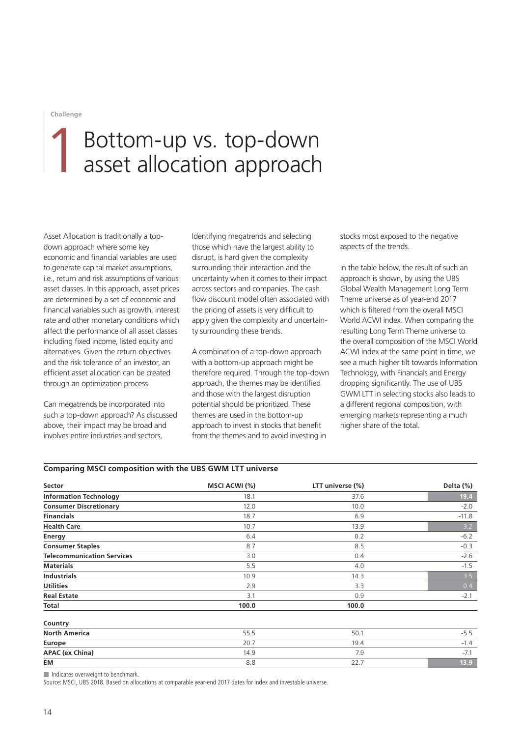Challenge

# 1 Bottom-up vs. top-down asset allocation approach

Asset Allocation is traditionally a top-down approach where some key economic and financial variables are used to generate capital market assumptions, i.e., return and risk assumptions of various asset classes. In this approach, asset prices are determined by a set of economic and financial variables such as growth, interest rate and other monetary conditions which affect the performance of all asset classes including fixed income, listed equity and alternatives. Given the return objectives and the risk tolerance of an investor, an efficient asset allocation can be created through an optimization process.

Can megatrends be incorporated into such a top-down approach? As discussed above, their impact may be broad and involves entire industries and sectors.

Identifying megatrends and selecting those which have the largest ability to disrupt, is hard given the complexity surrounding their interaction and the uncertainty when it comes to their impact across sectors and companies. The cash flow discount model often associated with the pricing of assets is very difficult to apply given the complexity and uncertainty surrounding these trends.

A combination of a top-down approach with a bottom-up approach might be therefore required. Through the top-down approach, the themes may be identified and those with the largest disruption potential should be prioritized. These themes are used in the bottom-up approach to invest in stocks that benefit from the themes and to avoid investing in stocks most exposed to the negative aspects of the trends.

In the table below, the result of such an approach is shown, by using the UBS Global Wealth Management Long Term Theme universe as of year-end 2017 which is filtered from the overall MSCI World ACWI index. When comparing the resulting Long Term Theme universe to the overall composition of the MSCI World ACWI index at the same point in time, we see a much higher tilt towards Information Technology, with Financials and Energy dropping significantly. The use of UBS GWM LTT in selecting stocks also leads to a different regional composition, with emerging markets representing a much higher share of the total.

**Comparing MSCI composition with the UBS GWM LTT universe**

| Sector | MSCI ACWI (%) | LTT universe (%) | Delta (%) |
|---|---|---|---|
| **Information Technology** | 18.1 | 37.6 | 19.4 |
| **Consumer Discretionary** | 12.0 | 10.0 | -2.0 |
| **Financials** | 18.7 | 6.9 | -11.8 |
| **Health Care** | 10.7 | 13.9 | 3.2 |
| **Energy** | 6.4 | 0.2 | -6.2 |
| **Consumer Staples** | 8.7 | 8.5 | -0.3 |
| **Telecommunication Services** | 3.0 | 0.4 | -2.6 |
| **Materials** | 5.5 | 4.0 | -1.5 |
| **Industrials** | 10.9 | 14.3 | 3.5 |
| **Utilities** | 2.9 | 3.3 | 0.4 |
| **Real Estate** | 3.1 | 0.9 | -2.1 |
| **Total** | **100.0** | **100.0** | |
| **Country** | | | |
| **North America** | 55.5 | 50.1 | -5.5 |
| **Europe** | 20.7 | 19.4 | -1.4 |
| **APAC (ex China)** | 14.9 | 7.9 | -7.1 |
| **EM** | 8.8 | 22.7 | 13.9 |

■ Indicates overweight to benchmark.

Source: MSCI, UBS 2018. Based on allocations at comparable year-end 2017 dates for index and investable universe.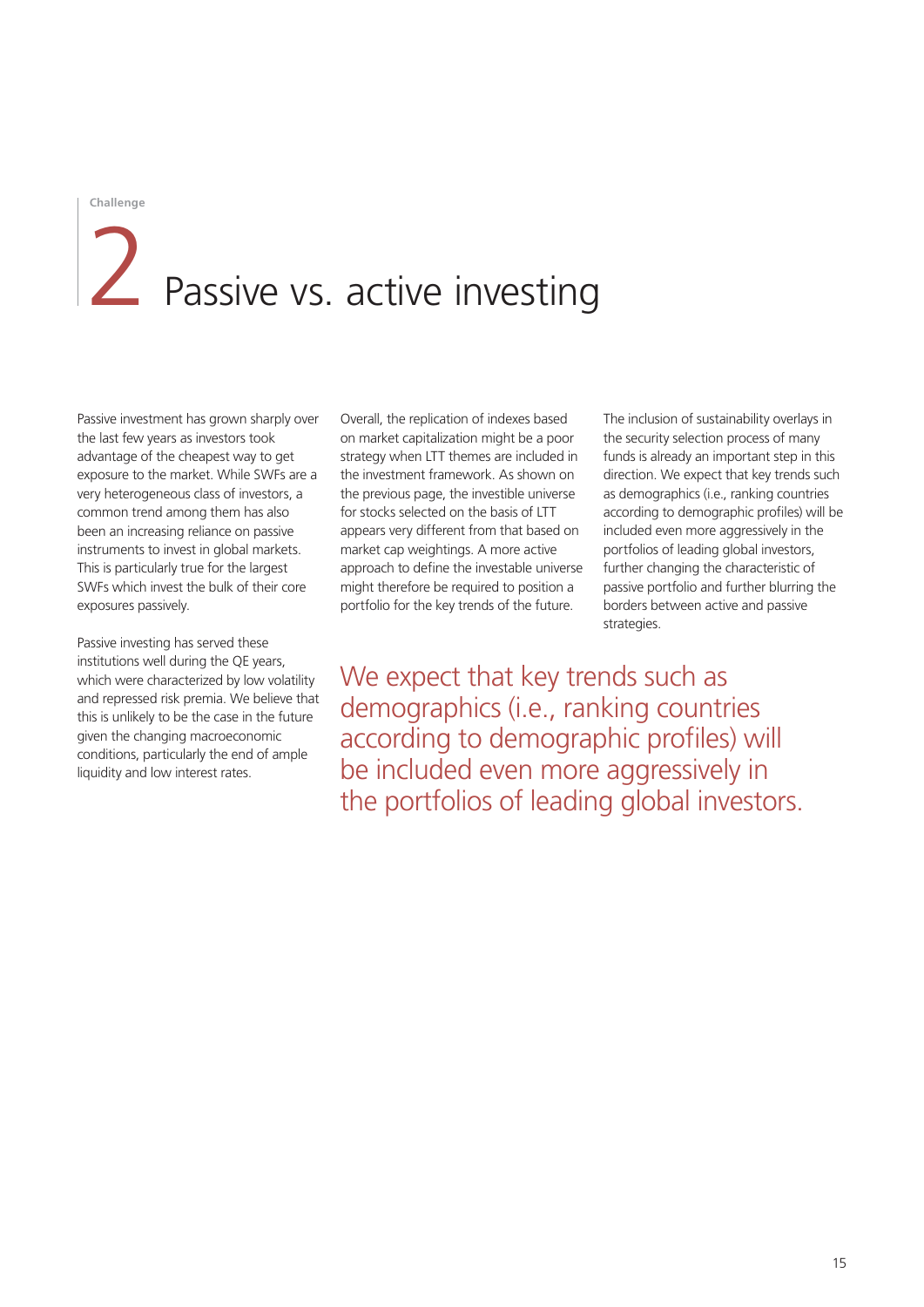Challenge

# 2 Passive vs. active investing

Passive investment has grown sharply over the last few years as investors took advantage of the cheapest way to get exposure to the market. While SWFs are a very heterogeneous class of investors, a common trend among them has also been an increasing reliance on passive instruments to invest in global markets. This is particularly true for the largest SWFs which invest the bulk of their core exposures passively.

Passive investing has served these institutions well during the QE years, which were characterized by low volatility and repressed risk premia. We believe that this is unlikely to be the case in the future given the changing macroeconomic conditions, particularly the end of ample liquidity and low interest rates.

Overall, the replication of indexes based on market capitalization might be a poor strategy when LTT themes are included in the investment framework. As shown on the previous page, the investible universe for stocks selected on the basis of LTT appears very different from that based on market cap weightings. A more active approach to define the investable universe might therefore be required to position a portfolio for the key trends of the future.

The inclusion of sustainability overlays in the security selection process of many funds is already an important step in this direction. We expect that key trends such as demographics (i.e., ranking countries according to demographic profiles) will be included even more aggressively in the portfolios of leading global investors, further changing the characteristic of passive portfolio and further blurring the borders between active and passive strategies.

> We expect that key trends such as demographics (i.e., ranking countries according to demographic profiles) will be included even more aggressively in the portfolios of leading global investors.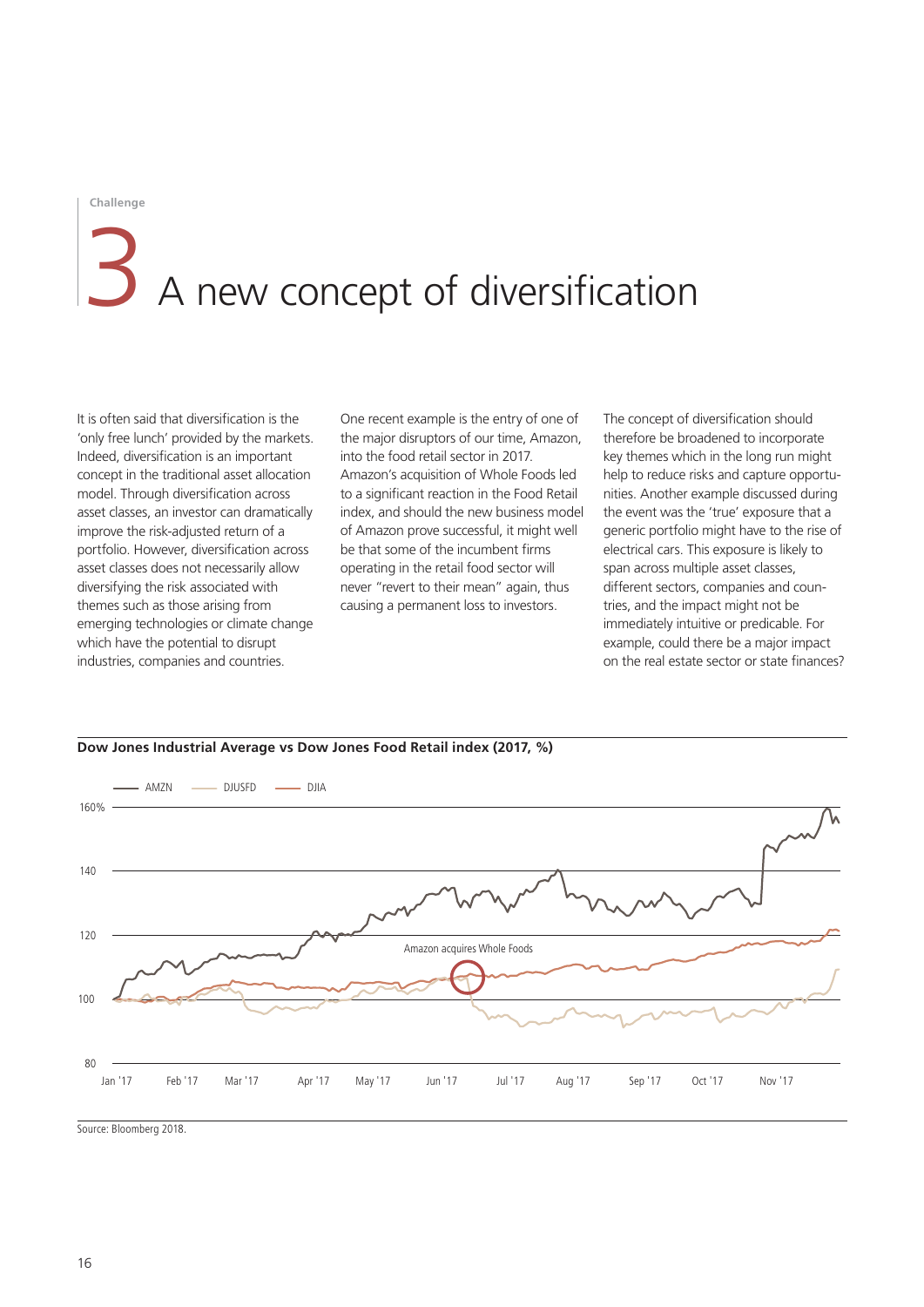Challenge

# 3 A new concept of diversification

It is often said that diversification is the 'only free lunch' provided by the markets. Indeed, diversification is an important concept in the traditional asset allocation model. Through diversification across asset classes, an investor can dramatically improve the risk-adjusted return of a portfolio. However, diversification across asset classes does not necessarily allow diversifying the risk associated with themes such as those arising from emerging technologies or climate change which have the potential to disrupt industries, companies and countries.

One recent example is the entry of one of the major disruptors of our time, Amazon, into the food retail sector in 2017. Amazon's acquisition of Whole Foods led to a significant reaction in the Food Retail index, and should the new business model of Amazon prove successful, it might well be that some of the incumbent firms operating in the retail food sector will never "revert to their mean" again, thus causing a permanent loss to investors.

The concept of diversification should therefore be broadened to incorporate key themes which in the long run might help to reduce risks and capture opportunities. Another example discussed during the event was the 'true' exposure that a generic portfolio might have to the rise of electrical cars. This exposure is likely to span across multiple asset classes, different sectors, companies and countries, and the impact might not be immediately intuitive or predicable. For example, could there be a major impact on the real estate sector or state finances?

**Dow Jones Industrial Average vs Dow Jones Food Retail index (2017, %)**

Legend: AMZN, DJUSFD, DJIA

Y-axis: 80, 100, 120, 140, 160%

X-axis: Jan '17, Feb '17, Mar '17, Apr '17, May '17, Jun '17, Jul '17, Aug '17, Sep '17, Oct '17, Nov '17

Amazon acquires Whole Foods

Source: Bloomberg 2018.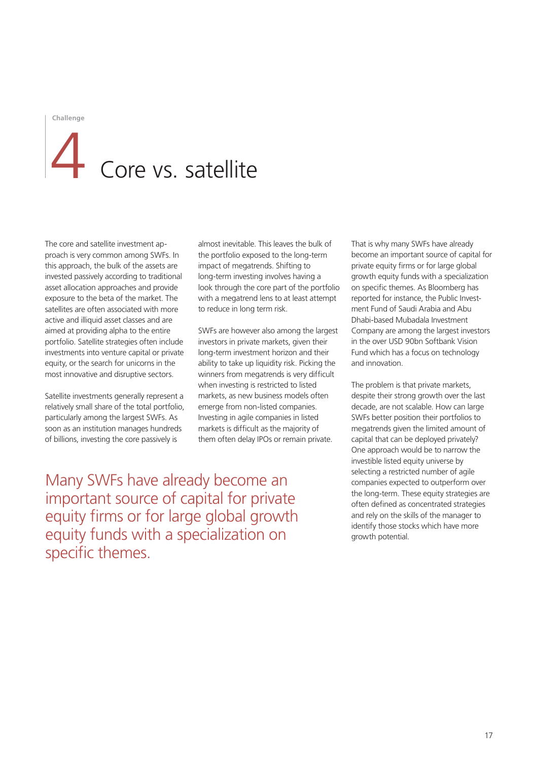Challenge

# 4 Core vs. satellite

The core and satellite investment approach is very common among SWFs. In this approach, the bulk of the assets are invested passively according to traditional asset allocation approaches and provide exposure to the beta of the market. The satellites are often associated with more active and illiquid asset classes and are aimed at providing alpha to the entire portfolio. Satellite strategies often include investments into venture capital or private equity, or the search for unicorns in the most innovative and disruptive sectors.

Satellite investments generally represent a relatively small share of the total portfolio, particularly among the largest SWFs. As soon as an institution manages hundreds of billions, investing the core passively is almost inevitable. This leaves the bulk of the portfolio exposed to the long-term impact of megatrends. Shifting to long-term investing involves having a look through the core part of the portfolio with a megatrend lens to at least attempt to reduce in long term risk.

SWFs are however also among the largest investors in private markets, given their long-term investment horizon and their ability to take up liquidity risk. Picking the winners from megatrends is very difficult when investing is restricted to listed markets, as new business models often emerge from non-listed companies. Investing in agile companies in listed markets is difficult as the majority of them often delay IPOs or remain private.

> Many SWFs have already become an important source of capital for private equity firms or for large global growth equity funds with a specialization on specific themes.

That is why many SWFs have already become an important source of capital for private equity firms or for large global growth equity funds with a specialization on specific themes. As Bloomberg has reported for instance, the Public Investment Fund of Saudi Arabia and Abu Dhabi-based Mubadala Investment Company are among the largest investors in the over USD 90bn Softbank Vision Fund which has a focus on technology and innovation.

The problem is that private markets, despite their strong growth over the last decade, are not scalable. How can large SWFs better position their portfolios to megatrends given the limited amount of capital that can be deployed privately? One approach would be to narrow the investible listed equity universe by selecting a restricted number of agile companies expected to outperform over the long-term. These equity strategies are often defined as concentrated strategies and rely on the skills of the manager to identify those stocks which have more growth potential.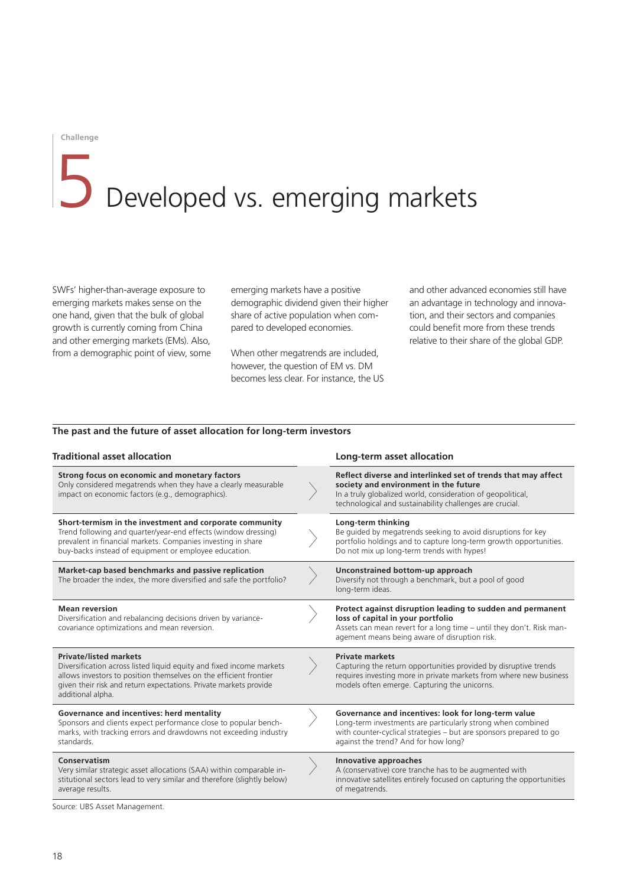Challenge

# 5 Developed vs. emerging markets

SWFs' higher-than-average exposure to emerging markets makes sense on the one hand, given that the bulk of global growth is currently coming from China and other emerging markets (EMs). Also, from a demographic point of view, some emerging markets have a positive demographic dividend given their higher share of active population when compared to developed economies.

When other megatrends are included, however, the question of EM vs. DM becomes less clear. For instance, the US and other advanced economies still have an advantage in technology and innovation, and their sectors and companies could benefit more from these trends relative to their share of the global GDP.

**The past and the future of asset allocation for long-term investors**

| Traditional asset allocation | Long-term asset allocation |
|---|---|
| **Strong focus on economic and monetary factors**<br>Only considered megatrends when they have a clearly measurable impact on economic factors (e.g., demographics). | **Reflect diverse and interlinked set of trends that may affect society and environment in the future**<br>In a truly globalized world, consideration of geopolitical, technological and sustainability challenges are crucial. |
| **Short-termism in the investment and corporate community**<br>Trend following and quarter/year-end effects (window dressing) prevalent in financial markets. Companies investing in share buy-backs instead of equipment or employee education. | **Long-term thinking**<br>Be guided by megatrends seeking to avoid disruptions for key portfolio holdings and to capture long-term growth opportunities. Do not mix up long-term trends with hypes! |
| **Market-cap based benchmarks and passive replication**<br>The broader the index, the more diversified and safe the portfolio? | **Unconstrained bottom-up approach**<br>Diversify not through a benchmark, but a pool of good long-term ideas. |
| **Mean reversion**<br>Diversification and rebalancing decisions driven by variance-covariance optimizations and mean reversion. | **Protect against disruption leading to sudden and permanent loss of capital in your portfolio**<br>Assets can mean revert for a long time – until they don't. Risk management means being aware of disruption risk. |
| **Private/listed markets**<br>Diversification across listed liquid equity and fixed income markets allows investors to position themselves on the efficient frontier given their risk and return expectations. Private markets provide additional alpha. | **Private markets**<br>Capturing the return opportunities provided by disruptive trends requires investing more in private markets from where new business models often emerge. Capturing the unicorns. |
| **Governance and incentives: herd mentality**<br>Sponsors and clients expect performance close to popular benchmarks, with tracking errors and drawdowns not exceeding industry standards. | **Governance and incentives: look for long-term value**<br>Long-term investments are particularly strong when combined with counter-cyclical strategies – but are sponsors prepared to go against the trend? And for how long? |
| **Conservatism**<br>Very similar strategic asset allocations (SAA) within comparable institutional sectors lead to very similar and therefore (slightly below) average results. | **Innovative approaches**<br>A (conservative) core tranche has to be augmented with innovative satellites entirely focused on capturing the opportunities of megatrends. |

Source: UBS Asset Management.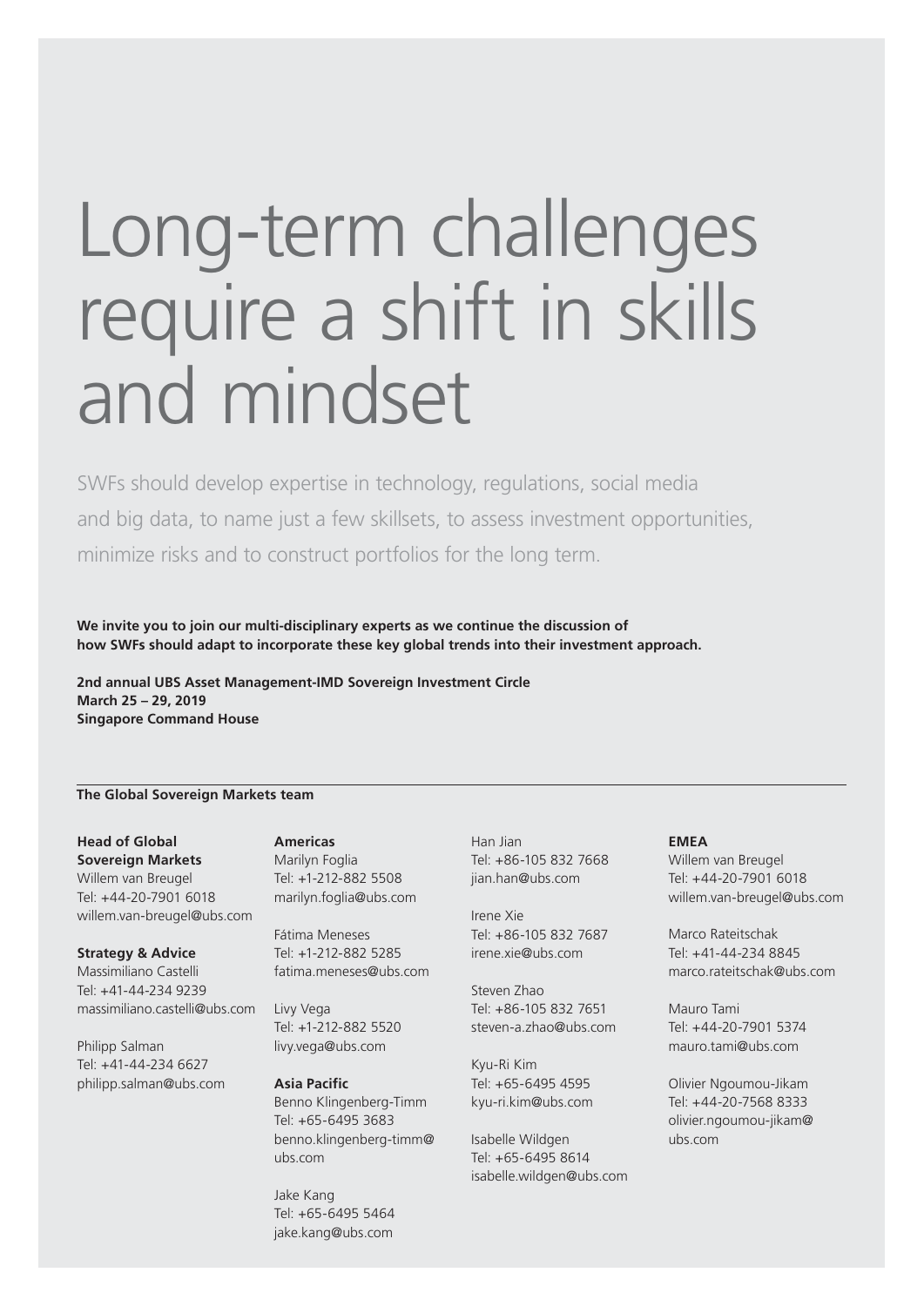# Long-term challenges require a shift in skills and mindset

SWFs should develop expertise in technology, regulations, social media and big data, to name just a few skillsets, to assess investment opportunities, minimize risks and to construct portfolios for the long term.

**We invite you to join our multi-disciplinary experts as we continue the discussion of how SWFs should adapt to incorporate these key global trends into their investment approach.**

**2nd annual UBS Asset Management-IMD Sovereign Investment Circle**
**March 25 – 29, 2019**
**Singapore Command House**

**The Global Sovereign Markets team**

**Head of Global Sovereign Markets**
Willem van Breugel
Tel: +44-20-7901 6018
willem.van-breugel@ubs.com

**Strategy & Advice**
Massimiliano Castelli
Tel: +41-44-234 9239
massimiliano.castelli@ubs.com

Philipp Salman
Tel: +41-44-234 6627
philipp.salman@ubs.com

**Americas**
Marilyn Foglia
Tel: +1-212-882 5508
marilyn.foglia@ubs.com

Fátima Meneses
Tel: +1-212-882 5285
fatima.meneses@ubs.com

Livy Vega
Tel: +1-212-882 5520
livy.vega@ubs.com

**Asia Pacific**
Benno Klingenberg-Timm
Tel: +65-6495 3683
benno.klingenberg-timm@ubs.com

Jake Kang
Tel: +65-6495 5464
jake.kang@ubs.com

Han Jian
Tel: +86-105 832 7668
jian.han@ubs.com

Irene Xie
Tel: +86-105 832 7687
irene.xie@ubs.com

Steven Zhao
Tel: +86-105 832 7651
steven-a.zhao@ubs.com

Kyu-Ri Kim
Tel: +65-6495 4595
kyu-ri.kim@ubs.com

Isabelle Wildgen
Tel: +65-6495 8614
isabelle.wildgen@ubs.com

**EMEA**
Willem van Breugel
Tel: +44-20-7901 6018
willem.van-breugel@ubs.com

Marco Rateitschak
Tel: +41-44-234 8845
marco.rateitschak@ubs.com

Mauro Tami
Tel: +44-20-7901 5374
mauro.tami@ubs.com

Olivier Ngoumou-Jikam
Tel: +44-20-7568 8333
olivier.ngoumou-jikam@ubs.com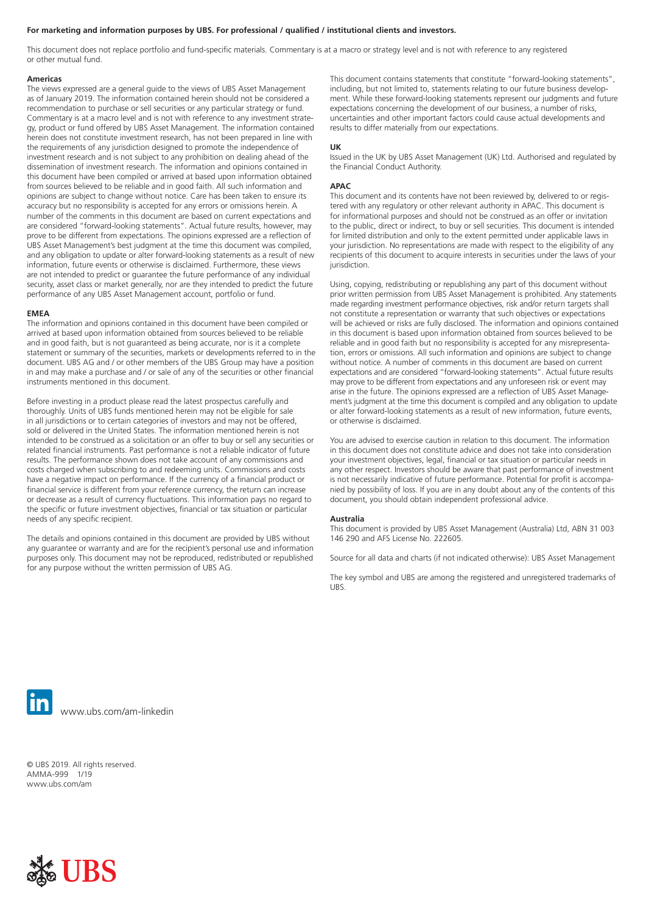**For marketing and information purposes by UBS. For professional / qualified / institutional clients and investors.**

This document does not replace portfolio and fund-specific materials. Commentary is at a macro or strategy level and is not with reference to any registered or other mutual fund.

**Americas**

The views expressed are a general guide to the views of UBS Asset Management as of January 2019. The information contained herein should not be considered a recommendation to purchase or sell securities or any particular strategy or fund. Commentary is at a macro level and is not with reference to any investment strategy, product or fund offered by UBS Asset Management. The information contained herein does not constitute investment research, has not been prepared in line with the requirements of any jurisdiction designed to promote the independence of investment research and is not subject to any prohibition on dealing ahead of the dissemination of investment research. The information and opinions contained in this document have been compiled or arrived at based upon information obtained from sources believed to be reliable and in good faith. All such information and opinions are subject to change without notice. Care has been taken to ensure its accuracy but no responsibility is accepted for any errors or omissions herein. A number of the comments in this document are based on current expectations and are considered "forward-looking statements". Actual future results, however, may prove to be different from expectations. The opinions expressed are a reflection of UBS Asset Management's best judgment at the time this document was compiled, and any obligation to update or alter forward-looking statements as a result of new information, future events or otherwise is disclaimed. Furthermore, these views are not intended to predict or guarantee the future performance of any individual security, asset class or market generally, nor are they intended to predict the future performance of any UBS Asset Management account, portfolio or fund.

**EMEA**

The information and opinions contained in this document have been compiled or arrived at based upon information obtained from sources believed to be reliable and in good faith, but is not guaranteed as being accurate, nor is it a complete statement or summary of the securities, markets or developments referred to in the document. UBS AG and / or other members of the UBS Group may have a position in and may make a purchase and / or sale of any of the securities or other financial instruments mentioned in this document.

Before investing in a product please read the latest prospectus carefully and thoroughly. Units of UBS funds mentioned herein may not be eligible for sale in all jurisdictions or to certain categories of investors and may not be offered, sold or delivered in the United States. The information mentioned herein is not intended to be construed as a solicitation or an offer to buy or sell any securities or related financial instruments. Past performance is not a reliable indicator of future results. The performance shown does not take account of any commissions and costs charged when subscribing to and redeeming units. Commissions and costs have a negative impact on performance. If the currency of a financial product or financial service is different from your reference currency, the return can increase or decrease as a result of currency fluctuations. This information pays no regard to the specific or future investment objectives, financial or tax situation or particular needs of any specific recipient.

The details and opinions contained in this document are provided by UBS without any guarantee or warranty and are for the recipient's personal use and information purposes only. This document may not be reproduced, redistributed or republished for any purpose without the written permission of UBS AG.

This document contains statements that constitute "forward-looking statements", including, but not limited to, statements relating to our future business development. While these forward-looking statements represent our judgments and future expectations concerning the development of our business, a number of risks, uncertainties and other important factors could cause actual developments and results to differ materially from our expectations.

**UK**

Issued in the UK by UBS Asset Management (UK) Ltd. Authorised and regulated by the Financial Conduct Authority.

**APAC**

This document and its contents have not been reviewed by, delivered to or registered with any regulatory or other relevant authority in APAC. This document is for informational purposes and should not be construed as an offer or invitation to the public, direct or indirect, to buy or sell securities. This document is intended for limited distribution and only to the extent permitted under applicable laws in your jurisdiction. No representations are made with respect to the eligibility of any recipients of this document to acquire interests in securities under the laws of your jurisdiction.

Using, copying, redistributing or republishing any part of this document without prior written permission from UBS Asset Management is prohibited. Any statements made regarding investment performance objectives, risk and/or return targets shall not constitute a representation or warranty that such objectives or expectations will be achieved or risks are fully disclosed. The information and opinions contained in this document is based upon information obtained from sources believed to be reliable and in good faith but no responsibility is accepted for any misrepresentation, errors or omissions. All such information and opinions are subject to change without notice. A number of comments in this document are based on current expectations and are considered "forward-looking statements". Actual future results may prove to be different from expectations and any unforeseen risk or event may arise in the future. The opinions expressed are a reflection of UBS Asset Management's judgment at the time this document is compiled and any obligation to update or alter forward-looking statements as a result of new information, future events, or otherwise is disclaimed.

You are advised to exercise caution in relation to this document. The information in this document does not constitute advice and does not take into consideration your investment objectives, legal, financial or tax situation or particular needs in any other respect. Investors should be aware that past performance of investment is not necessarily indicative of future performance. Potential for profit is accompanied by possibility of loss. If you are in any doubt about any of the contents of this document, you should obtain independent professional advice.

**Australia**

This document is provided by UBS Asset Management (Australia) Ltd, ABN 31 003 146 290 and AFS License No. 222605.

Source for all data and charts (if not indicated otherwise): UBS Asset Management

The key symbol and UBS are among the registered and unregistered trademarks of UBS.

www.ubs.com/am-linkedin

© UBS 2019. All rights reserved.
AMMA-999 1/19
www.ubs.com/am

UBS